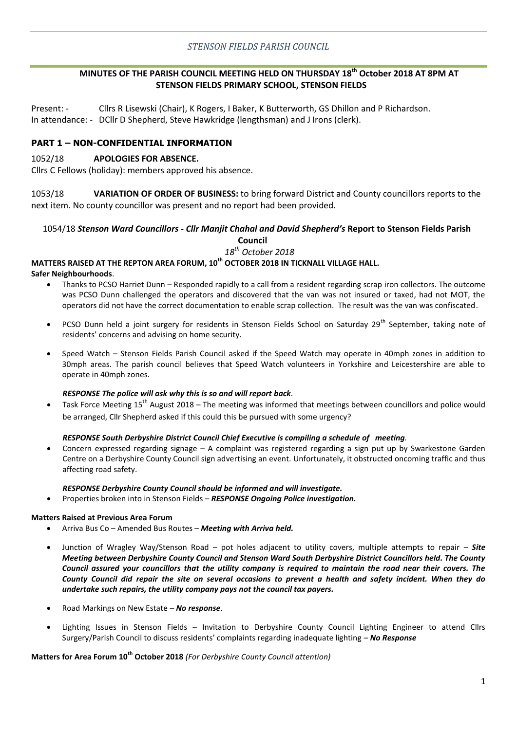*STENSON FIELDS PARISH COUNCIL*

**MINUTES OF THE PARISH COUNCIL MEETING HELD ON THURSDAY 18th October 2018 AT 8PM AT STENSON FIELDS PRIMARY SCHOOL, STENSON FIELDS**

Present: - Cllrs R Lisewski (Chair), K Rogers, I Baker, K Butterworth, GS Dhillon and P Richardson.
In attendance: - DCllr D Shepherd, Steve Hawkridge (lengthsman) and J Irons (clerk).

## PART 1 – NON-CONFIDENTIAL INFORMATION

1052/18 **APOLOGIES FOR ABSENCE.**

Cllrs C Fellows (holiday): members approved his absence.

1053/18 **VARIATION OF ORDER OF BUSINESS:** to bring forward District and County councillors reports to the next item. No county councillor was present and no report had been provided.

### 1054/18 *Stenson Ward Councillors - Cllr Manjit Chahal and David Shepherd's* Report to Stenson Fields Parish Council

*18th October 2018*

**MATTERS RAISED AT THE REPTON AREA FORUM, 10th OCTOBER 2018 IN TICKNALL VILLAGE HALL.**

**Safer Neighbourhoods**.

- Thanks to PCSO Harriet Dunn – Responded rapidly to a call from a resident regarding scrap iron collectors. The outcome was PCSO Dunn challenged the operators and discovered that the van was not insured or taxed, had not MOT, the operators did not have the correct documentation to enable scrap collection. The result was the van was confiscated.
- PCSO Dunn held a joint surgery for residents in Stenson Fields School on Saturday 29th September, taking note of residents' concerns and advising on home security.
- Speed Watch – Stenson Fields Parish Council asked if the Speed Watch may operate in 40mph zones in addition to 30mph areas. The parish council believes that Speed Watch volunteers in Yorkshire and Leicestershire are able to operate in 40mph zones.

  ***RESPONSE The police will ask why this is so and will report back***.
- Task Force Meeting 15th August 2018 – The meeting was informed that meetings between councillors and police would be arranged, Cllr Shepherd asked if this could this be pursued with some urgency?

  ***RESPONSE South Derbyshire District Council Chief Executive is compiling a schedule of meeting***.
- Concern expressed regarding signage – A complaint was registered regarding a sign put up by Swarkestone Garden Centre on a Derbyshire County Council sign advertising an event. Unfortunately, it obstructed oncoming traffic and thus affecting road safety.

  ***RESPONSE Derbyshire County Council should be informed and will investigate.***
- Properties broken into in Stenson Fields – ***RESPONSE Ongoing Police investigation.***

**Matters Raised at Previous Area Forum**

- Arriva Bus Co – Amended Bus Routes – ***Meeting with Arriva held.***
- Junction of Wragley Way/Stenson Road – pot holes adjacent to utility covers, multiple attempts to repair – ***Site Meeting between Derbyshire County Council and Stenson Ward South Derbyshire District Councillors held. The County Council assured your councillors that the utility company is required to maintain the road near their covers. The County Council did repair the site on several occasions to prevent a health and safety incident. When they do undertake such repairs, the utility company pays not the council tax payers.***
- Road Markings on New Estate – ***No response***.
- Lighting Issues in Stenson Fields – Invitation to Derbyshire County Council Lighting Engineer to attend Cllrs Surgery/Parish Council to discuss residents' complaints regarding inadequate lighting – ***No Response***

**Matters for Area Forum 10th October 2018** *(For Derbyshire County Council attention)*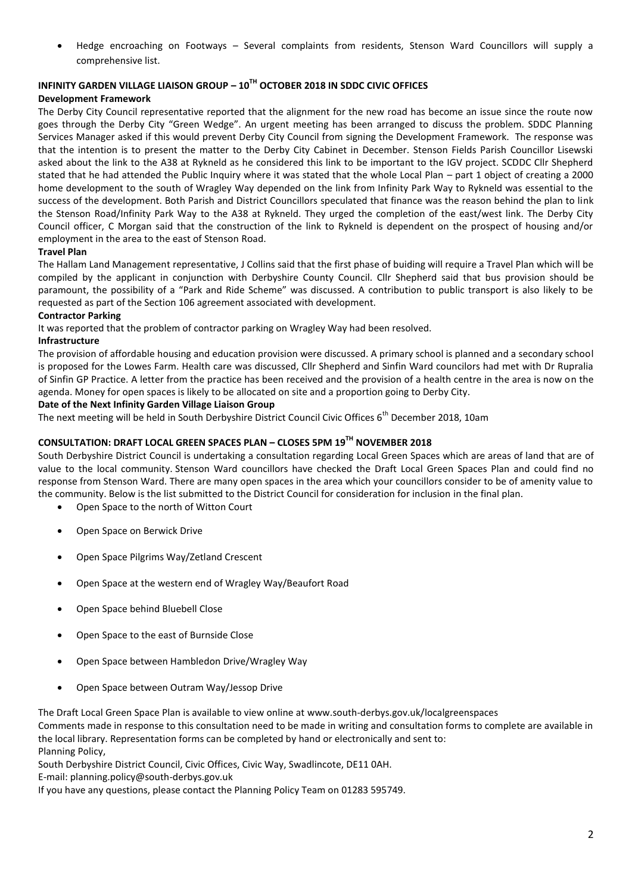- Hedge encroaching on Footways – Several complaints from residents, Stenson Ward Councillors will supply a comprehensive list.

## INFINITY GARDEN VILLAGE LIAISON GROUP – 10TH OCTOBER 2018 IN SDDC CIVIC OFFICES

**Development Framework**

The Derby City Council representative reported that the alignment for the new road has become an issue since the route now goes through the Derby City "Green Wedge". An urgent meeting has been arranged to discuss the problem. SDDC Planning Services Manager asked if this would prevent Derby City Council from signing the Development Framework. The response was that the intention is to present the matter to the Derby City Cabinet in December. Stenson Fields Parish Councillor Lisewski asked about the link to the A38 at Rykneld as he considered this link to be important to the IGV project. SCDDC Cllr Shepherd stated that he had attended the Public Inquiry where it was stated that the whole Local Plan – part 1 object of creating a 2000 home development to the south of Wragley Way depended on the link from Infinity Park Way to Rykneld was essential to the success of the development. Both Parish and District Councillors speculated that finance was the reason behind the plan to link the Stenson Road/Infinity Park Way to the A38 at Rykneld. They urged the completion of the east/west link. The Derby City Council officer, C Morgan said that the construction of the link to Rykneld is dependent on the prospect of housing and/or employment in the area to the east of Stenson Road.

**Travel Plan**

The Hallam Land Management representative, J Collins said that the first phase of buiding will require a Travel Plan which will be compiled by the applicant in conjunction with Derbyshire County Council. Cllr Shepherd said that bus provision should be paramount, the possibility of a "Park and Ride Scheme" was discussed. A contribution to public transport is also likely to be requested as part of the Section 106 agreement associated with development.

**Contractor Parking**

It was reported that the problem of contractor parking on Wragley Way had been resolved.

**Infrastructure**

The provision of affordable housing and education provision were discussed. A primary school is planned and a secondary school is proposed for the Lowes Farm. Health care was discussed, Cllr Shepherd and Sinfin Ward councilors had met with Dr Rupralia of Sinfin GP Practice. A letter from the practice has been received and the provision of a health centre in the area is now on the agenda. Money for open spaces is likely to be allocated on site and a proportion going to Derby City.

**Date of the Next Infinity Garden Village Liaison Group**

The next meeting will be held in South Derbyshire District Council Civic Offices 6th December 2018, 10am

## CONSULTATION: DRAFT LOCAL GREEN SPACES PLAN – CLOSES 5PM 19TH NOVEMBER 2018

South Derbyshire District Council is undertaking a consultation regarding Local Green Spaces which are areas of land that are of value to the local community. Stenson Ward councillors have checked the Draft Local Green Spaces Plan and could find no response from Stenson Ward. There are many open spaces in the area which your councillors consider to be of amenity value to the community. Below is the list submitted to the District Council for consideration for inclusion in the final plan.

- Open Space to the north of Witton Court
- Open Space on Berwick Drive
- Open Space Pilgrims Way/Zetland Crescent
- Open Space at the western end of Wragley Way/Beaufort Road
- Open Space behind Bluebell Close
- Open Space to the east of Burnside Close
- Open Space between Hambledon Drive/Wragley Way
- Open Space between Outram Way/Jessop Drive

The Draft Local Green Space Plan is available to view online at www.south-derbys.gov.uk/localgreenspaces

Comments made in response to this consultation need to be made in writing and consultation forms to complete are available in the local library. Representation forms can be completed by hand or electronically and sent to:

Planning Policy,

South Derbyshire District Council, Civic Offices, Civic Way, Swadlincote, DE11 0AH.

E-mail: planning.policy@south-derbys.gov.uk

If you have any questions, please contact the Planning Policy Team on 01283 595749.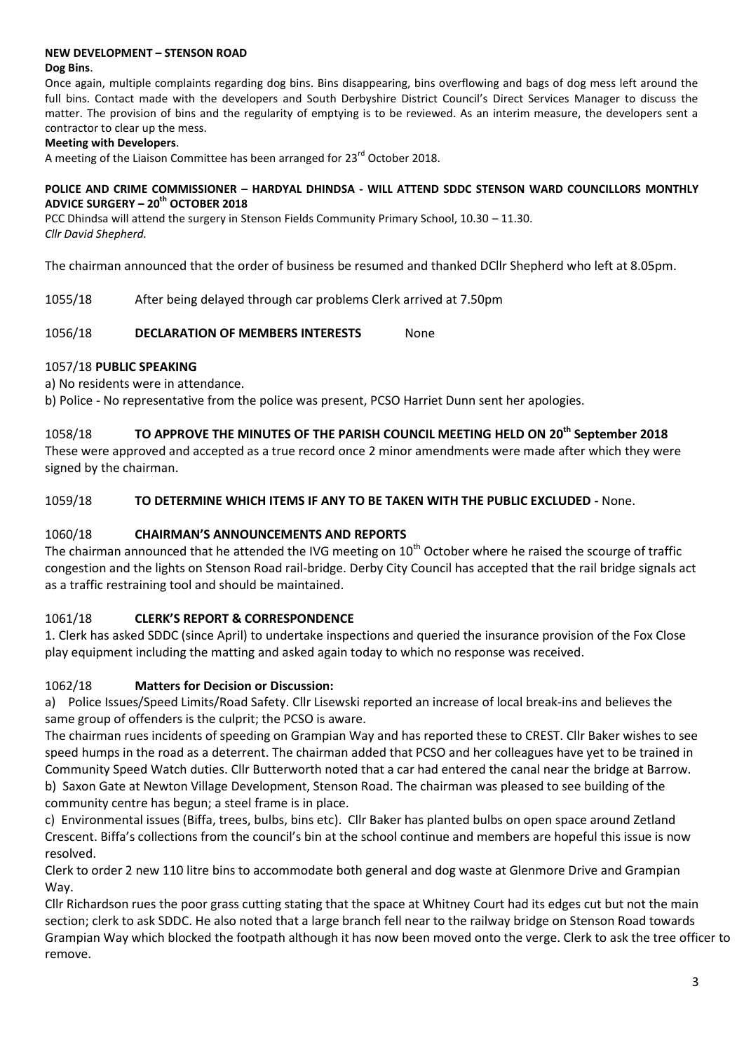**NEW DEVELOPMENT – STENSON ROAD**

**Dog Bins**.

Once again, multiple complaints regarding dog bins. Bins disappearing, bins overflowing and bags of dog mess left around the full bins. Contact made with the developers and South Derbyshire District Council's Direct Services Manager to discuss the matter. The provision of bins and the regularity of emptying is to be reviewed. As an interim measure, the developers sent a contractor to clear up the mess.

**Meeting with Developers**.

A meeting of the Liaison Committee has been arranged for 23rd October 2018.

**POLICE AND CRIME COMMISSIONER – HARDYAL DHINDSA - WILL ATTEND SDDC STENSON WARD COUNCILLORS MONTHLY ADVICE SURGERY – 20th OCTOBER 2018**

PCC Dhindsa will attend the surgery in Stenson Fields Community Primary School, 10.30 – 11.30.
*Cllr David Shepherd.*

The chairman announced that the order of business be resumed and thanked DCllr Shepherd who left at 8.05pm.

1055/18 After being delayed through car problems Clerk arrived at 7.50pm

1056/18 **DECLARATION OF MEMBERS INTERESTS** None

1057/18 **PUBLIC SPEAKING**

a) No residents were in attendance.

b) Police - No representative from the police was present, PCSO Harriet Dunn sent her apologies.

1058/18 **TO APPROVE THE MINUTES OF THE PARISH COUNCIL MEETING HELD ON 20th September 2018**

These were approved and accepted as a true record once 2 minor amendments were made after which they were signed by the chairman.

1059/18 **TO DETERMINE WHICH ITEMS IF ANY TO BE TAKEN WITH THE PUBLIC EXCLUDED -** None.

1060/18 **CHAIRMAN'S ANNOUNCEMENTS AND REPORTS**

The chairman announced that he attended the IVG meeting on 10th October where he raised the scourge of traffic congestion and the lights on Stenson Road rail-bridge. Derby City Council has accepted that the rail bridge signals act as a traffic restraining tool and should be maintained.

1061/18 **CLERK'S REPORT & CORRESPONDENCE**

1. Clerk has asked SDDC (since April) to undertake inspections and queried the insurance provision of the Fox Close play equipment including the matting and asked again today to which no response was received.

1062/18 **Matters for Decision or Discussion:**

a) Police Issues/Speed Limits/Road Safety. Cllr Lisewski reported an increase of local break-ins and believes the same group of offenders is the culprit; the PCSO is aware.

The chairman rues incidents of speeding on Grampian Way and has reported these to CREST. Cllr Baker wishes to see speed humps in the road as a deterrent. The chairman added that PCSO and her colleagues have yet to be trained in Community Speed Watch duties. Cllr Butterworth noted that a car had entered the canal near the bridge at Barrow.

b) Saxon Gate at Newton Village Development, Stenson Road. The chairman was pleased to see building of the community centre has begun; a steel frame is in place.

c) Environmental issues (Biffa, trees, bulbs, bins etc). Cllr Baker has planted bulbs on open space around Zetland Crescent. Biffa's collections from the council's bin at the school continue and members are hopeful this issue is now resolved.

Clerk to order 2 new 110 litre bins to accommodate both general and dog waste at Glenmore Drive and Grampian Way.

Cllr Richardson rues the poor grass cutting stating that the space at Whitney Court had its edges cut but not the main section; clerk to ask SDDC. He also noted that a large branch fell near to the railway bridge on Stenson Road towards Grampian Way which blocked the footpath although it has now been moved onto the verge. Clerk to ask the tree officer to remove.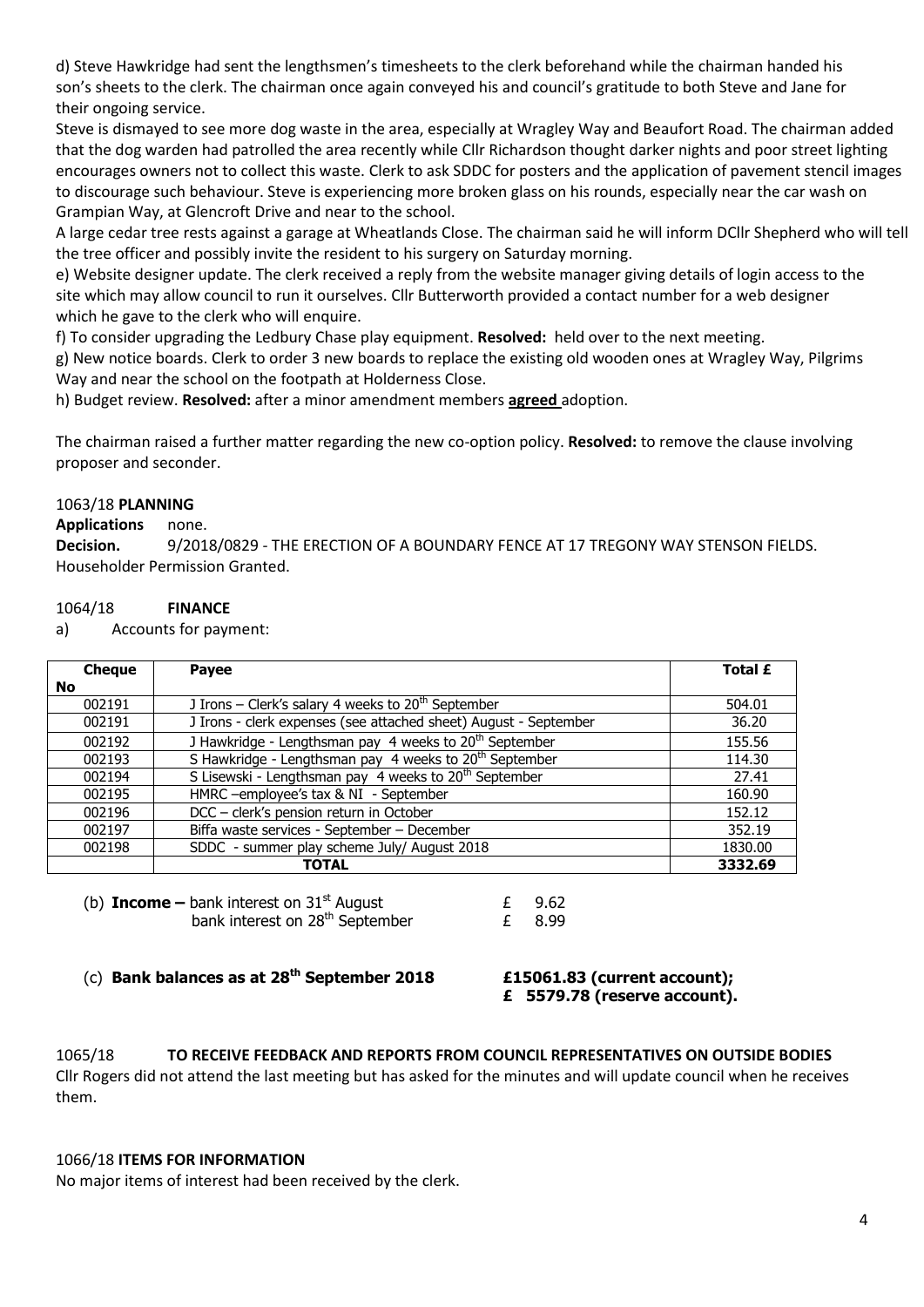d) Steve Hawkridge had sent the lengthsmen's timesheets to the clerk beforehand while the chairman handed his son's sheets to the clerk. The chairman once again conveyed his and council's gratitude to both Steve and Jane for their ongoing service.

Steve is dismayed to see more dog waste in the area, especially at Wragley Way and Beaufort Road. The chairman added that the dog warden had patrolled the area recently while Cllr Richardson thought darker nights and poor street lighting encourages owners not to collect this waste. Clerk to ask SDDC for posters and the application of pavement stencil images to discourage such behaviour. Steve is experiencing more broken glass on his rounds, especially near the car wash on Grampian Way, at Glencroft Drive and near to the school.

A large cedar tree rests against a garage at Wheatlands Close. The chairman said he will inform DCllr Shepherd who will tell the tree officer and possibly invite the resident to his surgery on Saturday morning.

e) Website designer update. The clerk received a reply from the website manager giving details of login access to the site which may allow council to run it ourselves. Cllr Butterworth provided a contact number for a web designer which he gave to the clerk who will enquire.

f) To consider upgrading the Ledbury Chase play equipment. **Resolved:** held over to the next meeting.

g) New notice boards. Clerk to order 3 new boards to replace the existing old wooden ones at Wragley Way, Pilgrims Way and near the school on the footpath at Holderness Close.

h) Budget review. **Resolved:** after a minor amendment members **agreed** adoption.

The chairman raised a further matter regarding the new co-option policy. **Resolved:** to remove the clause involving proposer and seconder.

1063/18 **PLANNING**

**Applications** none.

**Decision.** 9/2018/0829 - THE ERECTION OF A BOUNDARY FENCE AT 17 TREGONY WAY STENSON FIELDS. Householder Permission Granted.

1064/18 **FINANCE**

a) Accounts for payment:

| Cheque No | Payee | Total £ |
|---|---|---|
| 002191 | J Irons – Clerk's salary 4 weeks to 20th September | 504.01 |
| 002191 | J Irons - clerk expenses (see attached sheet) August - September | 36.20 |
| 002192 | J Hawkridge - Lengthsman pay 4 weeks to 20th September | 155.56 |
| 002193 | S Hawkridge - Lengthsman pay 4 weeks to 20th September | 114.30 |
| 002194 | S Lisewski - Lengthsman pay 4 weeks to 20th September | 27.41 |
| 002195 | HMRC –employee's tax & NI - September | 160.90 |
| 002196 | DCC – clerk's pension return in October | 152.12 |
| 002197 | Biffa waste services - September – December | 352.19 |
| 002198 | SDDC - summer play scheme July/ August 2018 | 1830.00 |
| | **TOTAL** | **3332.69** |

(b) **Income –** bank interest on 31st August £ 9.62
bank interest on 28th September £ 8.99

(c) **Bank balances as at 28th September 2018** **£15061.83 (current account);**
**£ 5579.78 (reserve account).**

1065/18 **TO RECEIVE FEEDBACK AND REPORTS FROM COUNCIL REPRESENTATIVES ON OUTSIDE BODIES**

Cllr Rogers did not attend the last meeting but has asked for the minutes and will update council when he receives them.

1066/18 **ITEMS FOR INFORMATION**

No major items of interest had been received by the clerk.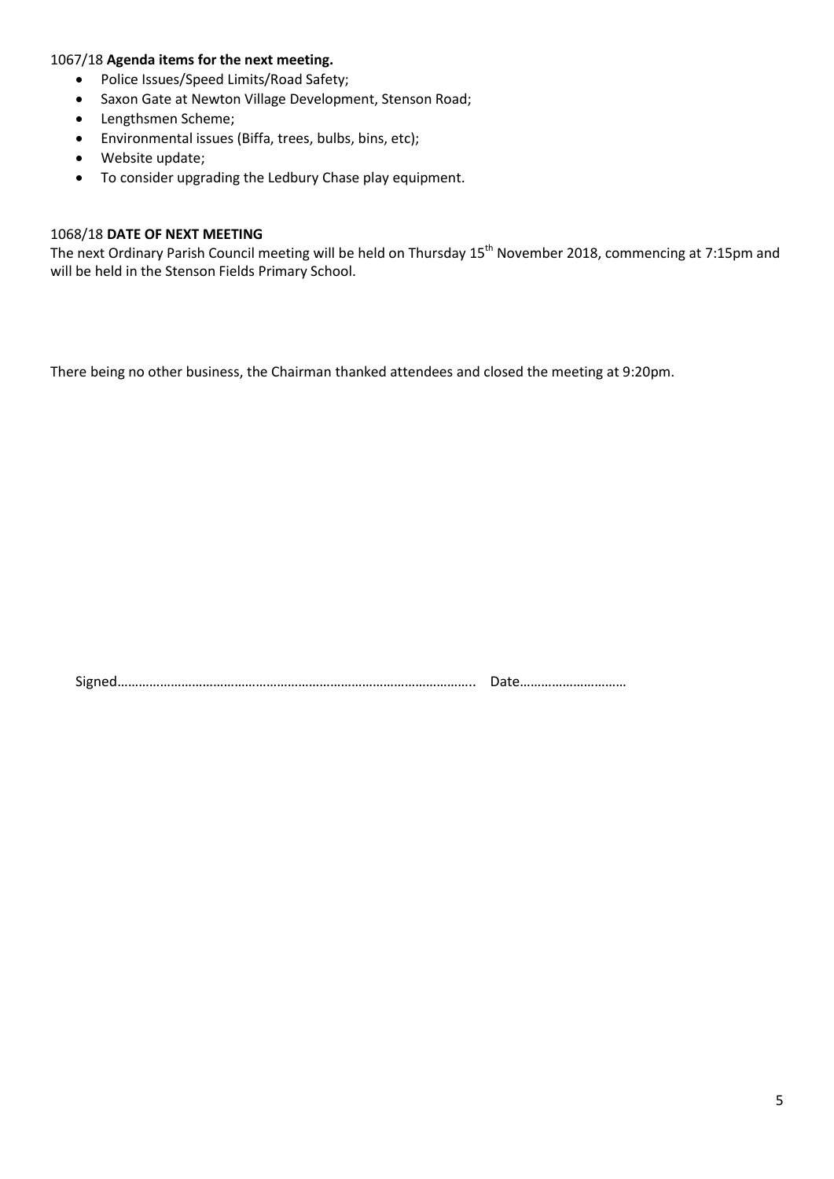1067/18 **Agenda items for the next meeting.**

- Police Issues/Speed Limits/Road Safety;
- Saxon Gate at Newton Village Development, Stenson Road;
- Lengthsmen Scheme;
- Environmental issues (Biffa, trees, bulbs, bins, etc);
- Website update;
- To consider upgrading the Ledbury Chase play equipment.

1068/18 **DATE OF NEXT MEETING**

The next Ordinary Parish Council meeting will be held on Thursday 15th November 2018, commencing at 7:15pm and will be held in the Stenson Fields Primary School.

There being no other business, the Chairman thanked attendees and closed the meeting at 9:20pm.

Signed……………………………………………………………………………………….. Date…………………………